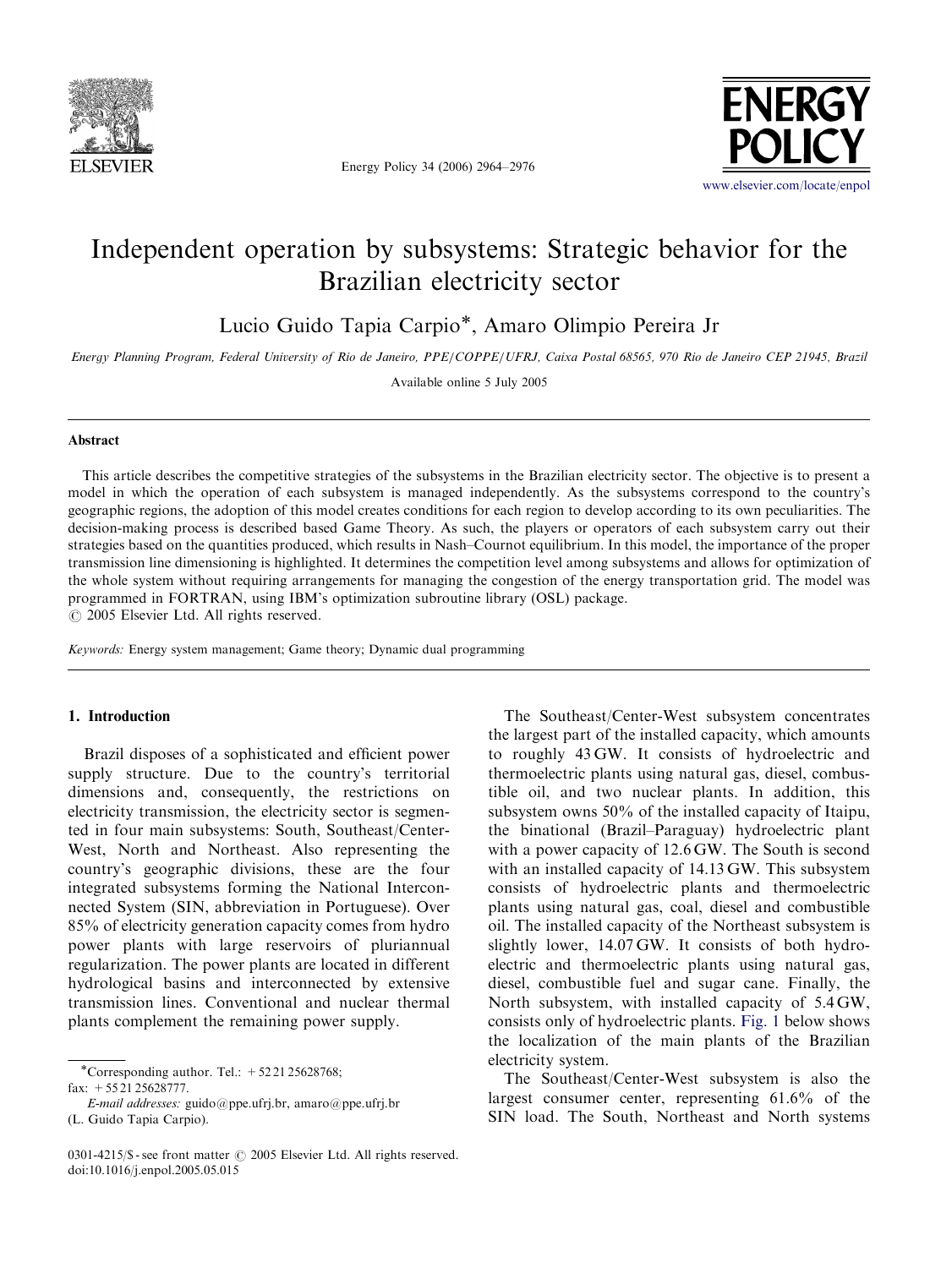# Independent operation by subsystems: Strategic behavior for the Brazilian electricity sector

Lucio Guido Tapia Carpio*, Amaro Olimpio Pereira Jr

*Energy Planning Program, Federal University of Rio de Janeiro, PPE/COPPE/UFRJ, Caixa Postal 68565, 970 Rio de Janeiro CEP 21945, Brazil*

Available online 5 July 2005

## Abstract

This article describes the competitive strategies of the subsystems in the Brazilian electricity sector. The objective is to present a model in which the operation of each subsystem is managed independently. As the subsystems correspond to the country's geographic regions, the adoption of this model creates conditions for each region to develop according to its own peculiarities. The decision-making process is described based Game Theory. As such, the players or operators of each subsystem carry out their strategies based on the quantities produced, which results in Nash–Cournot equilibrium. In this model, the importance of the proper transmission line dimensioning is highlighted. It determines the competition level among subsystems and allows for optimization of the whole system without requiring arrangements for managing the congestion of the energy transportation grid. The model was programmed in FORTRAN, using IBM's optimization subroutine library (OSL) package.

© 2005 Elsevier Ltd. All rights reserved.

*Keywords:* Energy system management; Game theory; Dynamic dual programming

## 1. Introduction

Brazil disposes of a sophisticated and efficient power supply structure. Due to the country's territorial dimensions and, consequently, the restrictions on electricity transmission, the electricity sector is segmented in four main subsystems: South, Southeast/Center-West, North and Northeast. Also representing the country's geographic divisions, these are the four integrated subsystems forming the National Interconnected System (SIN, abbreviation in Portuguese). Over 85% of electricity generation capacity comes from hydro power plants with large reservoirs of pluriannual regularization. The power plants are located in different hydrological basins and interconnected by extensive transmission lines. Conventional and nuclear thermal plants complement the remaining power supply.

The Southeast/Center-West subsystem concentrates the largest part of the installed capacity, which amounts to roughly 43 GW. It consists of hydroelectric and thermoelectric plants using natural gas, diesel, combustible oil, and two nuclear plants. In addition, this subsystem owns 50% of the installed capacity of Itaipu, the binational (Brazil–Paraguay) hydroelectric plant with a power capacity of 12.6 GW. The South is second with an installed capacity of 14.13 GW. This subsystem consists of hydroelectric plants and thermoelectric plants using natural gas, coal, diesel and combustible oil. The installed capacity of the Northeast subsystem is slightly lower, 14.07 GW. It consists of both hydroelectric and thermoelectric plants using natural gas, diesel, combustible fuel and sugar cane. Finally, the North subsystem, with installed capacity of 5.4 GW, consists only of hydroelectric plants. Fig. 1 below shows the localization of the main plants of the Brazilian electricity system.

The Southeast/Center-West subsystem is also the largest consumer center, representing 61.6% of the SIN load. The South, Northeast and North systems

---

*Corresponding author. Tel.: +52 21 25628768; fax: +55 21 25628777.

*E-mail addresses:* guido@ppe.ufrj.br, amaro@ppe.ufrj.br (L. Guido Tapia Carpio).

0301-4215/$ - see front matter © 2005 Elsevier Ltd. All rights reserved.
doi:10.1016/j.enpol.2005.05.015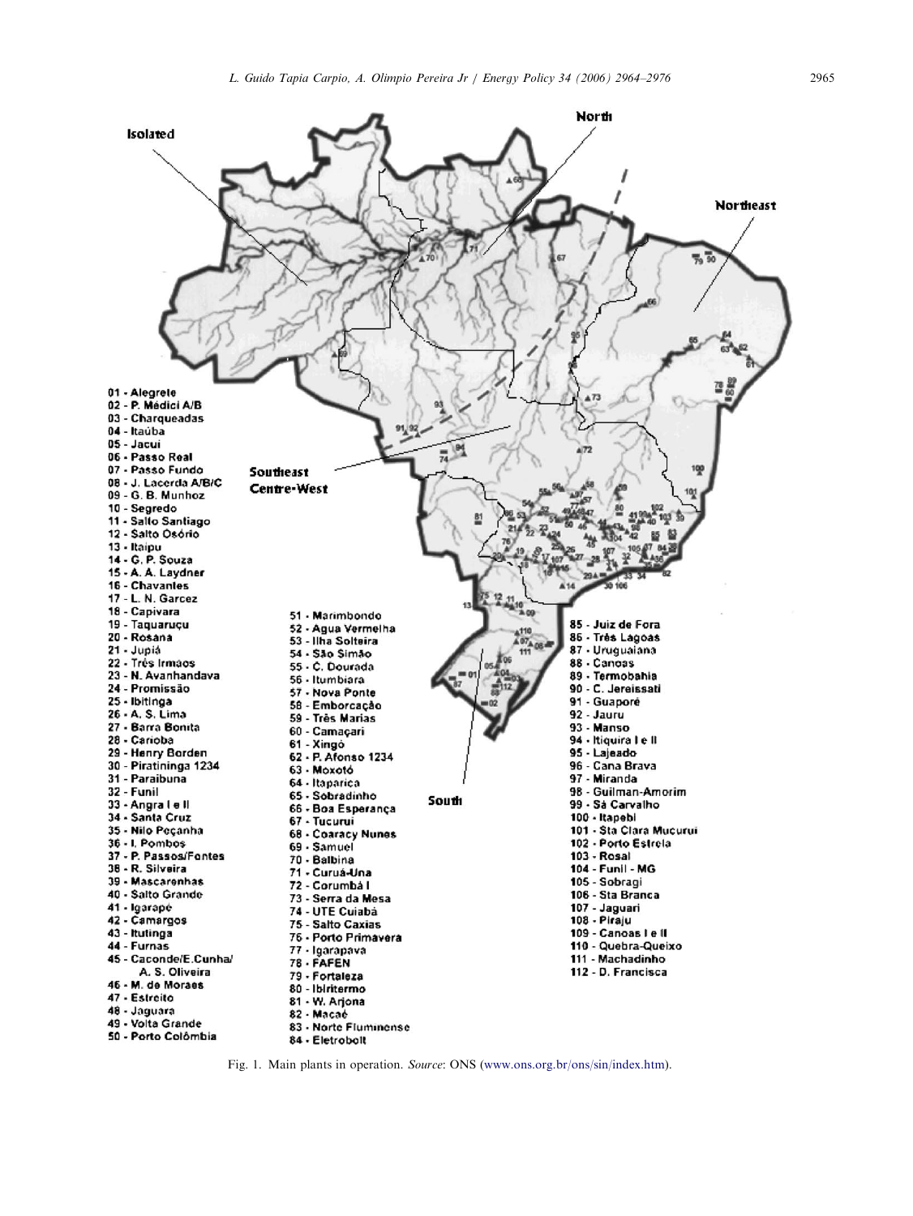Isolated

North

Northeast

Southeast Centre-West

South

01 - Alegrete
02 - P. Médici A/B
03 - Charqueadas
04 - Itaúba
05 - Jacuí
06 - Passo Real
07 - Passo Fundo
08 - J. Lacerda A/B/C
09 - G. B. Munhoz
10 - Segredo
11 - Salto Santiago
12 - Salto Osório
13 - Itaipu
14 - G. P. Souza
15 - A. A. Laydner
16 - Chavantes
17 - L. N. Garcez
18 - Capivara
19 - Taquaruçu
20 - Rosana
21 - Jupiá
22 - Três Irmãos
23 - N. Avanhandava
24 - Promissão
25 - Ibitinga
26 - A. S. Lima
27 - Barra Bonita
28 - Carioba
29 - Henry Borden
30 - Piratininga 1234
31 - Paraibuna
32 - Funil
33 - Angra I e II
34 - Santa Cruz
35 - Nilo Peçanha
36 - I. Pombos
37 - P. Passos/Fontes
38 - R. Silveira
39 - Mascarenhas
40 - Salto Grande
41 - Igarapé
42 - Camargos
43 - Itutinga
44 - Furnas
45 - Caconde/E.Cunha/A. S. Oliveira
46 - M. de Moraes
47 - Estreito
48 - Jaguara
49 - Volta Grande
50 - Porto Colômbia
51 - Marimbondo
52 - Agua Vermelha
53 - Ilha Solteira
54 - São Simão
55 - C. Dourada
56 - Itumbiara
57 - Nova Ponte
58 - Emborcação
59 - Três Marias
60 - Camaçari
61 - Xingó
62 - P. Afonso 1234
63 - Moxotó
64 - Itaparica
65 - Sobradinho
66 - Boa Esperança
67 - Tucuruí
68 - Coaracy Nunes
69 - Samuel
70 - Balbina
71 - Curuá-Una
72 - Corumbá I
73 - Serra da Mesa
74 - UTE Cuiabá
75 - Salto Caxias
76 - Porto Primavera
77 - Igarapava
78 - FAFEN
79 - Fortaleza
80 - Ibiritermo
81 - W. Arjona
82 - Macaé
83 - Norte Fluminense
84 - Eletrobolt
85 - Juiz de Fora
86 - Três Lagoas
87 - Uruguaiana
88 - Canoas
89 - Termobahia
90 - C. Jereissati
91 - Guaporé
92 - Jauru
93 - Manso
94 - Itiquira I e II
95 - Lajeado
96 - Cana Brava
97 - Miranda
98 - Guilman-Amorim
99 - Sá Carvalho
100 - Itapebi
101 - Sta Clara Mucuruí
102 - Porto Estrela
103 - Rosal
104 - Funil - MG
105 - Sobragi
106 - Sta Branca
107 - Jaguari
108 - Piraju
109 - Canoas I e II
110 - Quebra-Queixo
111 - Machadinho
112 - D. Francisca

Fig. 1. Main plants in operation. *Source*: ONS (www.ons.org.br/ons/sin/index.htm).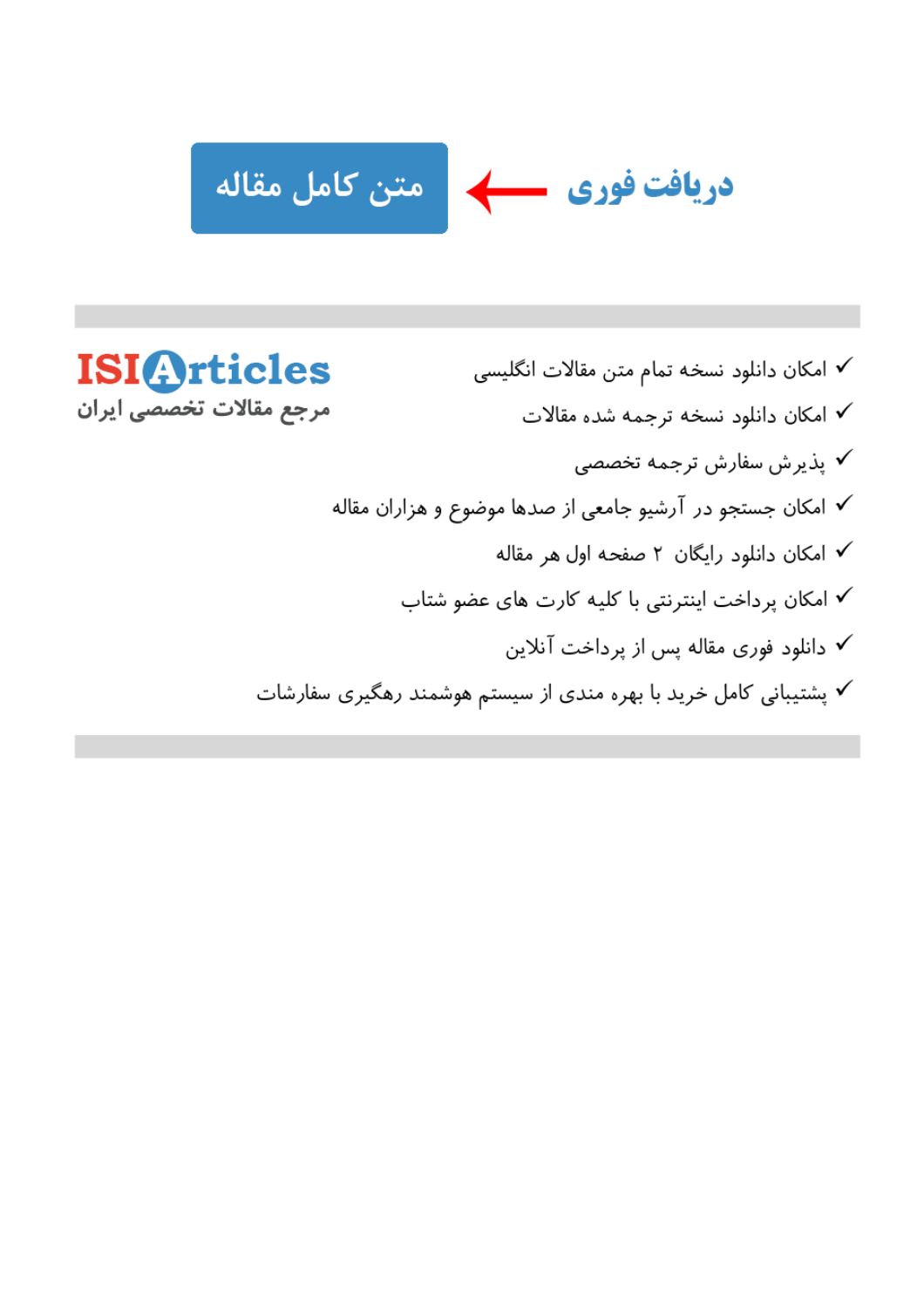دریافت فوری ← **متن کامل مقاله**

**ISIArticles**
مرجع مقالات تخصصی ایران

- ✓ امکان دانلود نسخه تمام متن مقالات انگلیسی
- ✓ امکان دانلود نسخه ترجمه شده مقالات
- ✓ پذیرش سفارش ترجمه تخصصی
- ✓ امکان جستجو در آرشیو جامعی از صدها موضوع و هزاران مقاله
- ✓ امکان دانلود رایگان ۲ صفحه اول هر مقاله
- ✓ امکان پرداخت اینترنتی با کلیه کارت های عضو شتاب
- ✓ دانلود فوری مقاله پس از پرداخت آنلاین
- ✓ پشتیبانی کامل خرید با بهره مندی از سیستم هوشمند رهگیری سفارشات